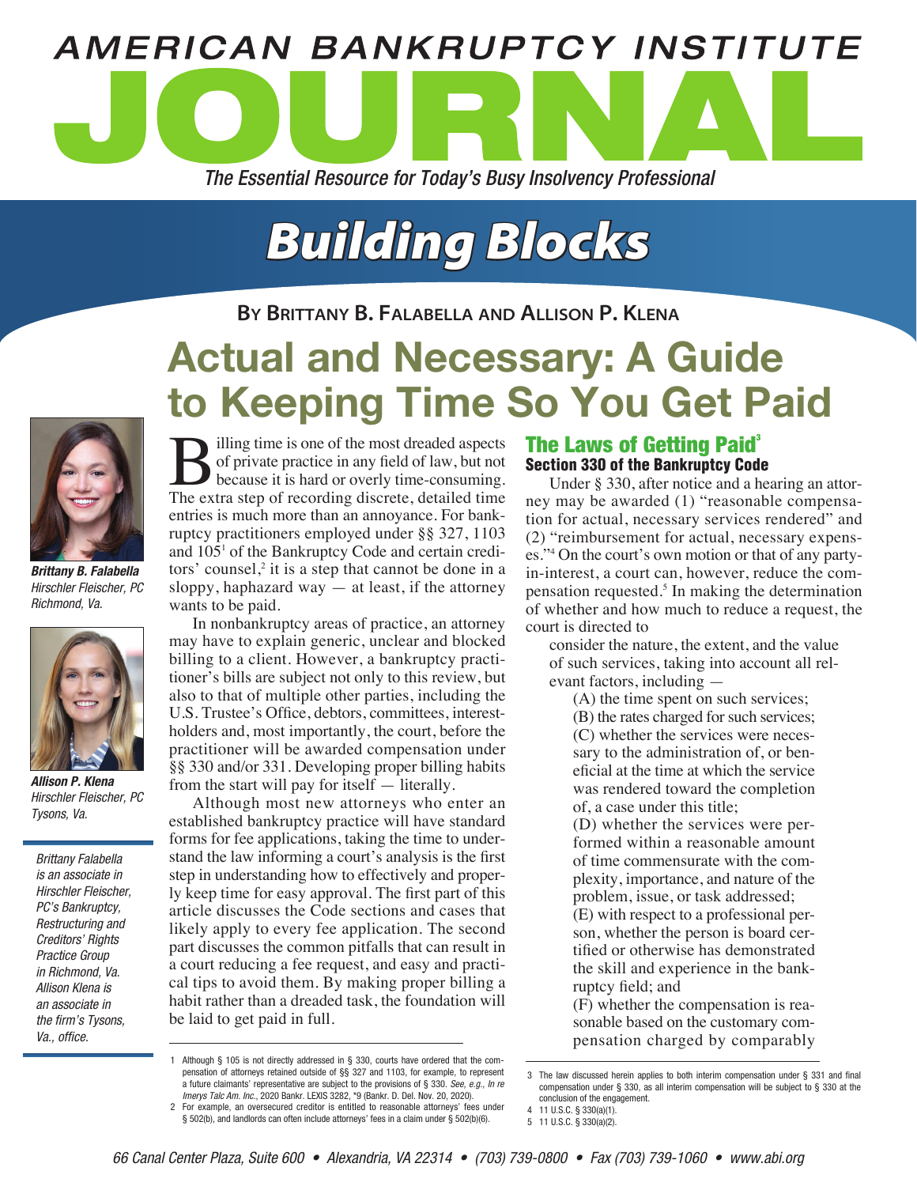# AMERICAN BANKRUPTCY INSTITUTE JOURNAL

*The Essential Resource for Today's Busy Insolvency Professional*

## *Building Blocks*

**By Brittany B. Falabella and Allison P. Klena**

# Actual and Necessary: A Guide to Keeping Time So You Get Paid

***Brittany B. Falabella***
*Hirschler Fleischer, PC*
*Richmond, Va.*

***Allison P. Klena***
*Hirschler Fleischer, PC*
*Tysons, Va.*

*Brittany Falabella is an associate in Hirschler Fleischer, PC's Bankruptcy, Restructuring and Creditors' Rights Practice Group in Richmond, Va. Allison Klena is an associate in the firm's Tysons, Va., office.*

Billing time is one of the most dreaded aspects of private practice in any field of law, but not because it is hard or overly time-consuming. The extra step of recording discrete, detailed time entries is much more than an annoyance. For bankruptcy practitioners employed under §§ 327, 1103 and 105[1] of the Bankruptcy Code and certain creditors' counsel,[2] it is a step that cannot be done in a sloppy, haphazard way — at least, if the attorney wants to be paid.

In nonbankruptcy areas of practice, an attorney may have to explain generic, unclear and blocked billing to a client. However, a bankruptcy practitioner's bills are subject not only to this review, but also to that of multiple other parties, including the U.S. Trustee's Office, debtors, committees, interest-holders and, most importantly, the court, before the practitioner will be awarded compensation under §§ 330 and/or 331. Developing proper billing habits from the start will pay for itself — literally.

Although most new attorneys who enter an established bankruptcy practice will have standard forms for fee applications, taking the time to understand the law informing a court's analysis is the first step in understanding how to effectively and properly keep time for easy approval. The first part of this article discusses the Code sections and cases that likely apply to every fee application. The second part discusses the common pitfalls that can result in a court reducing a fee request, and easy and practical tips to avoid them. By making proper billing a habit rather than a dreaded task, the foundation will be laid to get paid in full.

## The Laws of Getting Paid[3]

### Section 330 of the Bankruptcy Code

Under § 330, after notice and a hearing an attorney may be awarded (1) "reasonable compensation for actual, necessary services rendered" and (2) "reimbursement for actual, necessary expenses."[4] On the court's own motion or that of any party-in-interest, a court can, however, reduce the compensation requested.[5] In making the determination of whether and how much to reduce a request, the court is directed to

> consider the nature, the extent, and the value of such services, taking into account all relevant factors, including —
>
> (A) the time spent on such services;
>
> (B) the rates charged for such services;
>
> (C) whether the services were necessary to the administration of, or beneficial at the time at which the service was rendered toward the completion of, a case under this title;
>
> (D) whether the services were performed within a reasonable amount of time commensurate with the complexity, importance, and nature of the problem, issue, or task addressed;
>
> (E) with respect to a professional person, whether the person is board certified or otherwise has demonstrated the skill and experience in the bankruptcy field; and
>
> (F) whether the compensation is reasonable based on the customary compensation charged by comparably

---

1 Although § 105 is not directly addressed in § 330, courts have ordered that the compensation of attorneys retained outside of §§ 327 and 1103, for example, to represent a future claimants' representative are subject to the provisions of § 330. *See, e.g., In re Imerys Talc Am. Inc.*, 2020 Bankr. LEXIS 3282, *9 (Bankr. D. Del. Nov. 20, 2020).

2 For example, an oversecured creditor is entitled to reasonable attorneys' fees under § 502(b), and landlords can often include attorneys' fees in a claim under § 502(b)(6).

3 The law discussed herein applies to both interim compensation under § 331 and final compensation under § 330, as all interim compensation will be subject to § 330 at the conclusion of the engagement.

4 11 U.S.C. § 330(a)(1).

5 11 U.S.C. § 330(a)(2).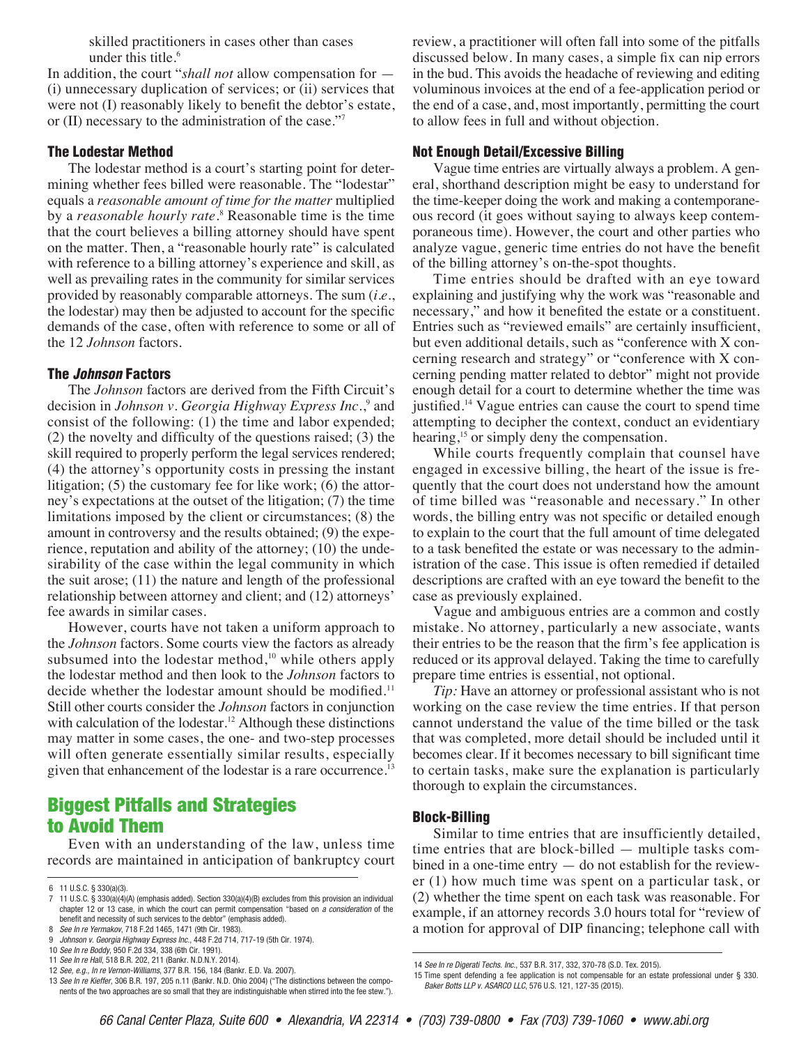skilled practitioners in cases other than cases under this title.[6]

In addition, the court "*shall not* allow compensation for — (i) unnecessary duplication of services; or (ii) services that were not (I) reasonably likely to benefit the debtor's estate, or (II) necessary to the administration of the case."[7]

### The Lodestar Method

The lodestar method is a court's starting point for determining whether fees billed were reasonable. The "lodestar" equals a *reasonable amount of time for the matter* multiplied by a *reasonable hourly rate*.[8] Reasonable time is the time that the court believes a billing attorney should have spent on the matter. Then, a "reasonable hourly rate" is calculated with reference to a billing attorney's experience and skill, as well as prevailing rates in the community for similar services provided by reasonably comparable attorneys. The sum (*i.e.*, the lodestar) may then be adjusted to account for the specific demands of the case, often with reference to some or all of the 12 *Johnson* factors.

### The *Johnson* Factors

The *Johnson* factors are derived from the Fifth Circuit's decision in *Johnson v. Georgia Highway Express Inc.*,[9] and consist of the following: (1) the time and labor expended; (2) the novelty and difficulty of the questions raised; (3) the skill required to properly perform the legal services rendered; (4) the attorney's opportunity costs in pressing the instant litigation; (5) the customary fee for like work; (6) the attorney's expectations at the outset of the litigation; (7) the time limitations imposed by the client or circumstances; (8) the amount in controversy and the results obtained; (9) the experience, reputation and ability of the attorney; (10) the undesirability of the case within the legal community in which the suit arose; (11) the nature and length of the professional relationship between attorney and client; and (12) attorneys' fee awards in similar cases.

However, courts have not taken a uniform approach to the *Johnson* factors. Some courts view the factors as already subsumed into the lodestar method,[10] while others apply the lodestar method and then look to the *Johnson* factors to decide whether the lodestar amount should be modified.[11] Still other courts consider the *Johnson* factors in conjunction with calculation of the lodestar.[12] Although these distinctions may matter in some cases, the one- and two-step processes will often generate essentially similar results, especially given that enhancement of the lodestar is a rare occurrence.[13]

## Biggest Pitfalls and Strategies to Avoid Them

Even with an understanding of the law, unless time records are maintained in anticipation of bankruptcy court review, a practitioner will often fall into some of the pitfalls discussed below. In many cases, a simple fix can nip errors in the bud. This avoids the headache of reviewing and editing voluminous invoices at the end of a fee-application period or the end of a case, and, most importantly, permitting the court to allow fees in full and without objection.

### Not Enough Detail/Excessive Billing

Vague time entries are virtually always a problem. A general, shorthand description might be easy to understand for the time-keeper doing the work and making a contemporaneous record (it goes without saying to always keep contemporaneous time). However, the court and other parties who analyze vague, generic time entries do not have the benefit of the billing attorney's on-the-spot thoughts.

Time entries should be drafted with an eye toward explaining and justifying why the work was "reasonable and necessary," and how it benefited the estate or a constituent. Entries such as "reviewed emails" are certainly insufficient, but even additional details, such as "conference with X concerning research and strategy" or "conference with X concerning pending matter related to debtor" might not provide enough detail for a court to determine whether the time was justified.[14] Vague entries can cause the court to spend time attempting to decipher the context, conduct an evidentiary hearing,[15] or simply deny the compensation.

While courts frequently complain that counsel have engaged in excessive billing, the heart of the issue is frequently that the court does not understand how the amount of time billed was "reasonable and necessary." In other words, the billing entry was not specific or detailed enough to explain to the court that the full amount of time delegated to a task benefited the estate or was necessary to the administration of the case. This issue is often remedied if detailed descriptions are crafted with an eye toward the benefit to the case as previously explained.

Vague and ambiguous entries are a common and costly mistake. No attorney, particularly a new associate, wants their entries to be the reason that the firm's fee application is reduced or its approval delayed. Taking the time to carefully prepare time entries is essential, not optional.

*Tip:* Have an attorney or professional assistant who is not working on the case review the time entries. If that person cannot understand the value of the time billed or the task that was completed, more detail should be included until it becomes clear. If it becomes necessary to bill significant time to certain tasks, make sure the explanation is particularly thorough to explain the circumstances.

### Block-Billing

Similar to time entries that are insufficiently detailed, time entries that are block-billed — multiple tasks combined in a one-time entry — do not establish for the reviewer (1) how much time was spent on a particular task, or (2) whether the time spent on each task was reasonable. For example, if an attorney records 3.0 hours total for "review of a motion for approval of DIP financing; telephone call with

---

6 11 U.S.C. § 330(a)(3).

7 11 U.S.C. § 330(a)(4)(A) (emphasis added). Section 330(a)(4)(B) excludes from this provision an individual chapter 12 or 13 case, in which the court can permit compensation "based on *a consideration* of the benefit and necessity of such services to the debtor" (emphasis added).

8 *See In re Yermakov*, 718 F.2d 1465, 1471 (9th Cir. 1983).

9 *Johnson v. Georgia Highway Express Inc.*, 448 F.2d 714, 717-19 (5th Cir. 1974).

10 *See In re Boddy*, 950 F.2d 334, 338 (6th Cir. 1991).

11 *See In re Hall*, 518 B.R. 202, 211 (Bankr. N.D.N.Y. 2014).

12 *See, e.g., In re Vernon-Williams*, 377 B.R. 156, 184 (Bankr. E.D. Va. 2007).

13 *See In re Kieffer*, 306 B.R. 197, 205 n.11 (Bankr. N.D. Ohio 2004) ("The distinctions between the components of the two approaches are so small that they are indistinguishable when stirred into the fee stew.").

14 *See In re Digerati Techs. Inc.*, 537 B.R. 317, 332, 370-78 (S.D. Tex. 2015).

15 Time spent defending a fee application is not compensable for an estate professional under § 330. *Baker Botts LLP v. ASARCO LLC*, 576 U.S. 121, 127-35 (2015).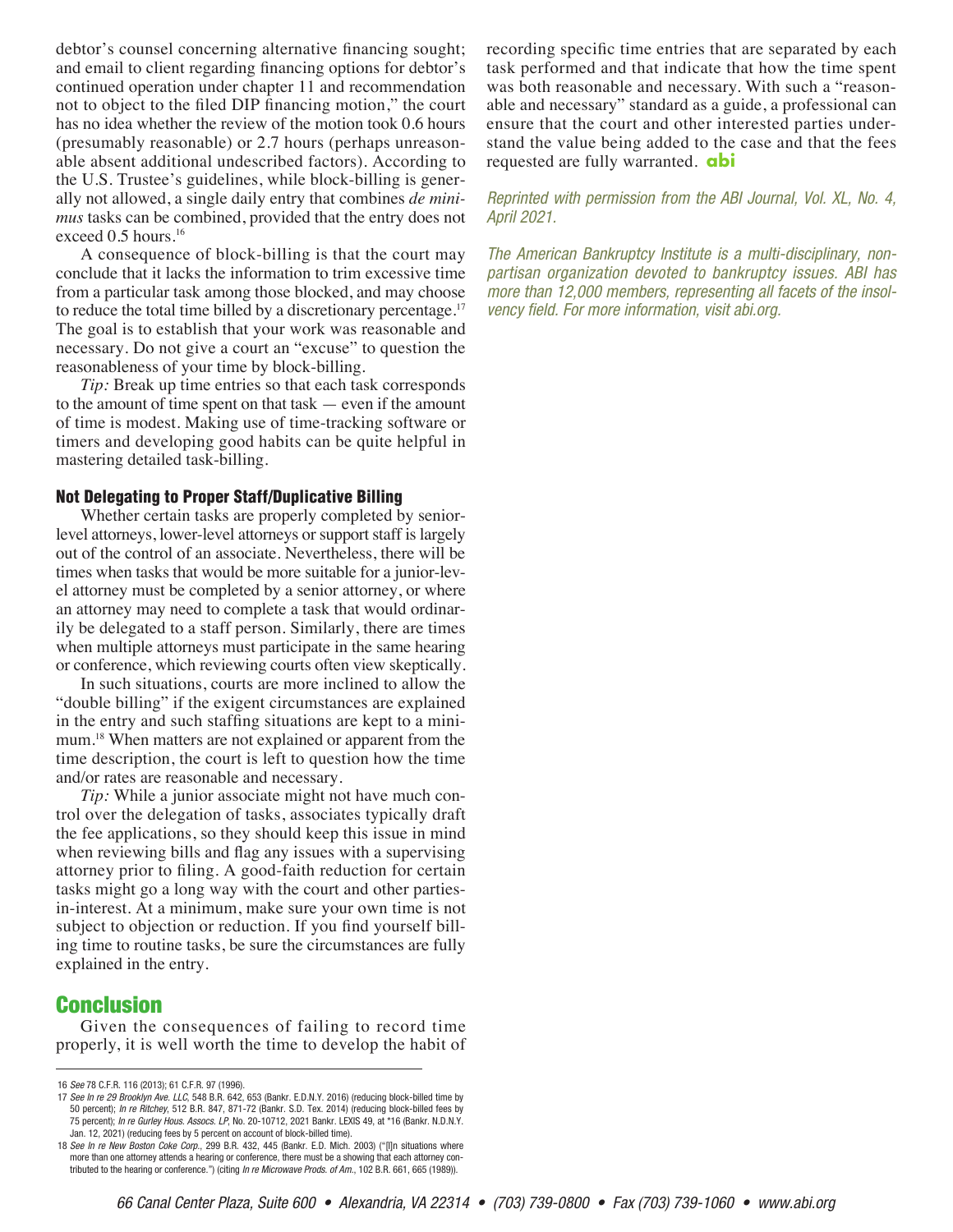debtor's counsel concerning alternative financing sought; and email to client regarding financing options for debtor's continued operation under chapter 11 and recommendation not to object to the filed DIP financing motion," the court has no idea whether the review of the motion took 0.6 hours (presumably reasonable) or 2.7 hours (perhaps unreasonable absent additional undescribed factors). According to the U.S. Trustee's guidelines, while block-billing is generally not allowed, a single daily entry that combines *de minimus* tasks can be combined, provided that the entry does not exceed 0.5 hours.[16]

A consequence of block-billing is that the court may conclude that it lacks the information to trim excessive time from a particular task among those blocked, and may choose to reduce the total time billed by a discretionary percentage.[17] The goal is to establish that your work was reasonable and necessary. Do not give a court an "excuse" to question the reasonableness of your time by block-billing.

*Tip:* Break up time entries so that each task corresponds to the amount of time spent on that task — even if the amount of time is modest. Making use of time-tracking software or timers and developing good habits can be quite helpful in mastering detailed task-billing.

### Not Delegating to Proper Staff/Duplicative Billing

Whether certain tasks are properly completed by senior-level attorneys, lower-level attorneys or support staff is largely out of the control of an associate. Nevertheless, there will be times when tasks that would be more suitable for a junior-level attorney must be completed by a senior attorney, or where an attorney may need to complete a task that would ordinarily be delegated to a staff person. Similarly, there are times when multiple attorneys must participate in the same hearing or conference, which reviewing courts often view skeptically.

In such situations, courts are more inclined to allow the "double billing" if the exigent circumstances are explained in the entry and such staffing situations are kept to a minimum.[18] When matters are not explained or apparent from the time description, the court is left to question how the time and/or rates are reasonable and necessary.

*Tip:* While a junior associate might not have much control over the delegation of tasks, associates typically draft the fee applications, so they should keep this issue in mind when reviewing bills and flag any issues with a supervising attorney prior to filing. A good-faith reduction for certain tasks might go a long way with the court and other parties-in-interest. At a minimum, make sure your own time is not subject to objection or reduction. If you find yourself billing time to routine tasks, be sure the circumstances are fully explained in the entry.

## Conclusion

Given the consequences of failing to record time properly, it is well worth the time to develop the habit of recording specific time entries that are separated by each task performed and that indicate that how the time spent was both reasonable and necessary. With such a "reasonable and necessary" standard as a guide, a professional can ensure that the court and other interested parties understand the value being added to the case and that the fees requested are fully warranted. **abi**

*Reprinted with permission from the ABI Journal, Vol. XL, No. 4, April 2021.*

*The American Bankruptcy Institute is a multi-disciplinary, non-partisan organization devoted to bankruptcy issues. ABI has more than 12,000 members, representing all facets of the insolvency field. For more information, visit abi.org.*

---

16 *See* 78 C.F.R. 116 (2013); 61 C.F.R. 97 (1996).

17 *See In re 29 Brooklyn Ave. LLC*, 548 B.R. 642, 653 (Bankr. E.D.N.Y. 2016) (reducing block-billed time by 50 percent); *In re Ritchey*, 512 B.R. 847, 871-72 (Bankr. S.D. Tex. 2014) (reducing block-billed fees by 75 percent); *In re Gurley Hous. Assocs. LP*, No. 20-10712, 2021 Bankr. LEXIS 49, at *16 (Bankr. N.D.N.Y. Jan. 12, 2021) (reducing fees by 5 percent on account of block-billed time).

18 *See In re New Boston Coke Corp.*, 299 B.R. 432, 445 (Bankr. E.D. Mich. 2003) ("[I]n situations where more than one attorney attends a hearing or conference, there must be a showing that each attorney contributed to the hearing or conference.") (citing *In re Microwave Prods. of Am.*, 102 B.R. 661, 665 (1989)).

66 Canal Center Plaza, Suite 600 • Alexandria, VA 22314 • (703) 739-0800 • Fax (703) 739-1060 • www.abi.org